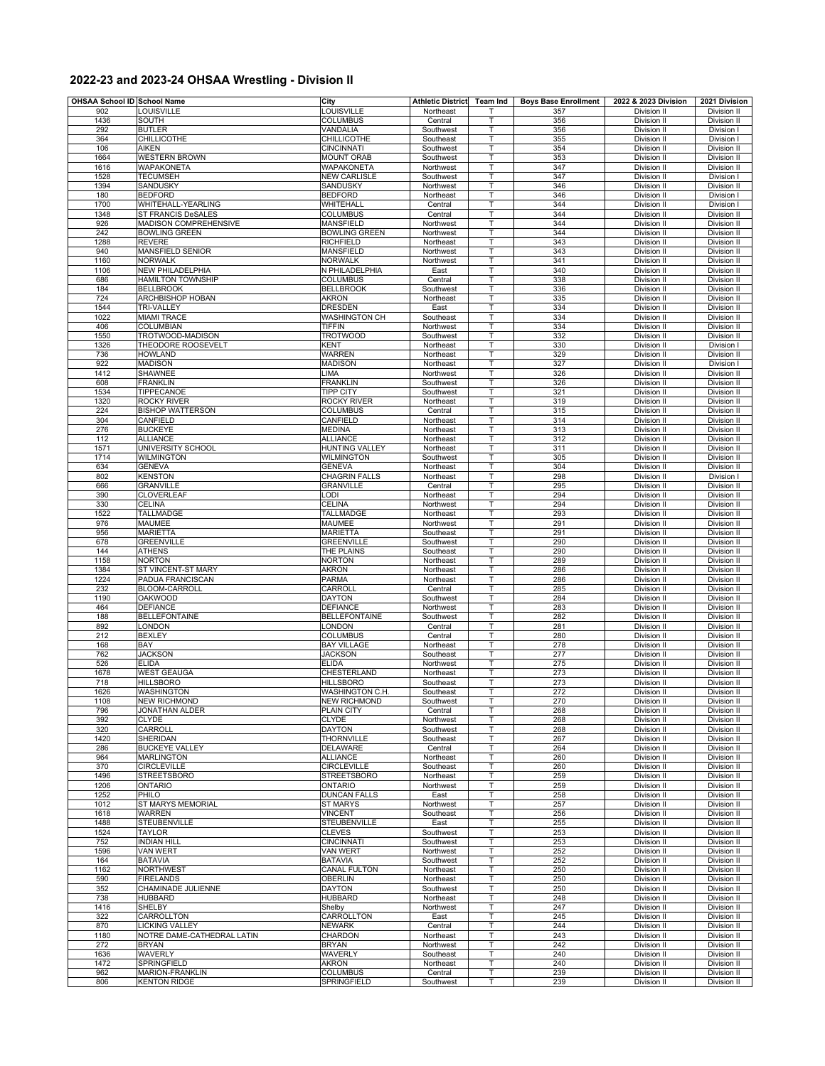## 2022-23 and 2023-24 OHSAA Wrestling - Division II

| OHSAA School ID | School Name | City | Athletic District | Team Ind | Boys Base Enrollment | 2022 & 2023 Division | 2021 Division |
|---|---|---|---|---|---|---|---|
| 902 | LOUISVILLE | LOUISVILLE | Northeast | T | 357 | Division II | Division II |
| 1436 | SOUTH | COLUMBUS | Central | T | 356 | Division II | Division II |
| 292 | BUTLER | VANDALIA | Southwest | T | 356 | Division II | Division I |
| 364 | CHILLICOTHE | CHILLICOTHE | Southeast | T | 355 | Division II | Division I |
| 106 | AIKEN | CINCINNATI | Southwest | T | 354 | Division II | Division II |
| 1664 | WESTERN BROWN | MOUNT ORAB | Southwest | T | 353 | Division II | Division II |
| 1616 | WAPAKONETA | WAPAKONETA | Northwest | T | 347 | Division II | Division II |
| 1528 | TECUMSEH | NEW CARLISLE | Southwest | T | 347 | Division II | Division I |
| 1394 | SANDUSKY | SANDUSKY | Northwest | T | 346 | Division II | Division II |
| 180 | BEDFORD | BEDFORD | Northeast | T | 346 | Division II | Division I |
| 1700 | WHITEHALL-YEARLING | WHITEHALL | Central | T | 344 | Division II | Division I |
| 1348 | ST FRANCIS DeSALES | COLUMBUS | Central | T | 344 | Division II | Division II |
| 926 | MADISON COMPREHENSIVE | MANSFIELD | Northwest | T | 344 | Division II | Division II |
| 242 | BOWLING GREEN | BOWLING GREEN | Northwest | T | 344 | Division II | Division II |
| 1288 | REVERE | RICHFIELD | Northeast | T | 343 | Division II | Division II |
| 940 | MANSFIELD SENIOR | MANSFIELD | Northwest | T | 343 | Division II | Division II |
| 1160 | NORWALK | NORWALK | Northwest | T | 341 | Division II | Division II |
| 1106 | NEW PHILADELPHIA | N PHILADELPHIA | East | T | 340 | Division II | Division II |
| 686 | HAMILTON TOWNSHIP | COLUMBUS | Central | T | 338 | Division II | Division II |
| 184 | BELLBROOK | BELLBROOK | Southwest | T | 336 | Division II | Division II |
| 724 | ARCHBISHOP HOBAN | AKRON | Northeast | T | 335 | Division II | Division II |
| 1544 | TRI-VALLEY | DRESDEN | East | T | 334 | Division II | Division II |
| 1022 | MIAMI TRACE | WASHINGTON CH | Southeast | T | 334 | Division II | Division II |
| 406 | COLUMBIAN | TIFFIN | Northwest | T | 334 | Division II | Division II |
| 1550 | TROTWOOD-MADISON | TROTWOOD | Southwest | T | 332 | Division II | Division II |
| 1326 | THEODORE ROOSEVELT | KENT | Northeast | T | 330 | Division II | Division I |
| 736 | HOWLAND | WARREN | Northeast | T | 329 | Division II | Division II |
| 922 | MADISON | MADISON | Northeast | T | 327 | Division II | Division I |
| 1412 | SHAWNEE | LIMA | Northwest | T | 326 | Division II | Division II |
| 608 | FRANKLIN | FRANKLIN | Southwest | T | 326 | Division II | Division II |
| 1534 | TIPPECANOE | TIPP CITY | Southwest | T | 321 | Division II | Division II |
| 1320 | ROCKY RIVER | ROCKY RIVER | Northeast | T | 319 | Division II | Division II |
| 224 | BISHOP WATTERSON | COLUMBUS | Central | T | 315 | Division II | Division II |
| 304 | CANFIELD | CANFIELD | Northeast | T | 314 | Division II | Division II |
| 276 | BUCKEYE | MEDINA | Northeast | T | 313 | Division II | Division II |
| 112 | ALLIANCE | ALLIANCE | Northeast | T | 312 | Division II | Division II |
| 1571 | UNIVERSITY SCHOOL | HUNTING VALLEY | Northeast | T | 311 | Division II | Division II |
| 1714 | WILMINGTON | WILMINGTON | Southwest | T | 305 | Division II | Division II |
| 634 | GENEVA | GENEVA | Northeast | T | 304 | Division II | Division II |
| 802 | KENSTON | CHAGRIN FALLS | Northeast | T | 298 | Division II | Division I |
| 666 | GRANVILLE | GRANVILLE | Central | T | 295 | Division II | Division II |
| 390 | CLOVERLEAF | LODI | Northeast | T | 294 | Division II | Division II |
| 330 | CELINA | CELINA | Northwest | T | 294 | Division II | Division II |
| 1522 | TALLMADGE | TALLMADGE | Northeast | T | 293 | Division II | Division II |
| 976 | MAUMEE | MAUMEE | Northwest | T | 291 | Division II | Division II |
| 956 | MARIETTA | MARIETTA | Southeast | T | 291 | Division II | Division II |
| 678 | GREENVILLE | GREENVILLE | Southwest | T | 290 | Division II | Division II |
| 144 | ATHENS | THE PLAINS | Southeast | T | 290 | Division II | Division II |
| 1158 | NORTON | NORTON | Northeast | T | 289 | Division II | Division II |
| 1384 | ST VINCENT-ST MARY | AKRON | Northeast | T | 286 | Division II | Division II |
| 1224 | PADUA FRANCISCAN | PARMA | Northeast | T | 286 | Division II | Division II |
| 232 | BLOOM-CARROLL | CARROLL | Central | T | 285 | Division II | Division II |
| 1190 | OAKWOOD | DAYTON | Southwest | T | 284 | Division II | Division II |
| 464 | DEFIANCE | DEFIANCE | Northwest | T | 283 | Division II | Division II |
| 188 | BELLEFONTAINE | BELLEFONTAINE | Southwest | T | 282 | Division II | Division II |
| 892 | LONDON | LONDON | Central | T | 281 | Division II | Division II |
| 212 | BEXLEY | COLUMBUS | Central | T | 280 | Division II | Division II |
| 168 | BAY | BAY VILLAGE | Northeast | T | 278 | Division II | Division II |
| 762 | JACKSON | JACKSON | Southeast | T | 277 | Division II | Division II |
| 526 | ELIDA | ELIDA | Northwest | T | 275 | Division II | Division II |
| 1678 | WEST GEAUGA | CHESTERLAND | Northeast | T | 273 | Division II | Division II |
| 718 | HILLSBORO | HILLSBORO | Southeast | T | 273 | Division II | Division II |
| 1626 | WASHINGTON | WASHINGTON C.H. | Southeast | T | 272 | Division II | Division II |
| 1108 | NEW RICHMOND | NEW RICHMOND | Southwest | T | 270 | Division II | Division II |
| 796 | JONATHAN ALDER | PLAIN CITY | Central | T | 268 | Division II | Division II |
| 392 | CLYDE | CLYDE | Northwest | T | 268 | Division II | Division II |
| 320 | CARROLL | DAYTON | Southwest | T | 268 | Division II | Division II |
| 1420 | SHERIDAN | THORNVILLE | Southeast | T | 267 | Division II | Division II |
| 286 | BUCKEYE VALLEY | DELAWARE | Central | T | 264 | Division II | Division II |
| 964 | MARLINGTON | ALLIANCE | Northeast | T | 260 | Division II | Division II |
| 370 | CIRCLEVILLE | CIRCLEVILLE | Southeast | T | 260 | Division II | Division II |
| 1496 | STREETSBORO | STREETSBORO | Northeast | T | 259 | Division II | Division II |
| 1206 | ONTARIO | ONTARIO | Northwest | T | 259 | Division II | Division II |
| 1252 | PHILO | DUNCAN FALLS | East | T | 258 | Division II | Division II |
| 1012 | ST MARYS MEMORIAL | ST MARYS | Northwest | T | 257 | Division II | Division II |
| 1618 | WARREN | VINCENT | Southeast | T | 256 | Division II | Division II |
| 1488 | STEUBENVILLE | STEUBENVILLE | East | T | 255 | Division II | Division II |
| 1524 | TAYLOR | CLEVES | Southwest | T | 253 | Division II | Division II |
| 752 | INDIAN HILL | CINCINNATI | Southwest | T | 253 | Division II | Division II |
| 1596 | VAN WERT | VAN WERT | Northwest | T | 252 | Division II | Division II |
| 164 | BATAVIA | BATAVIA | Southwest | T | 252 | Division II | Division II |
| 1162 | NORTHWEST | CANAL FULTON | Northeast | T | 250 | Division II | Division II |
| 590 | FIRELANDS | OBERLIN | Northeast | T | 250 | Division II | Division II |
| 352 | CHAMINADE JULIENNE | DAYTON | Southwest | T | 250 | Division II | Division II |
| 738 | HUBBARD | HUBBARD | Northeast | T | 248 | Division II | Division II |
| 1416 | SHELBY | Shelby | Northwest | T | 247 | Division II | Division II |
| 322 | CARROLLTON | CARROLLTON | East | T | 245 | Division II | Division II |
| 870 | LICKING VALLEY | NEWARK | Central | T | 244 | Division II | Division II |
| 1180 | NOTRE DAME-CATHEDRAL LATIN | CHARDON | Northeast | T | 243 | Division II | Division II |
| 272 | BRYAN | BRYAN | Northwest | T | 242 | Division II | Division II |
| 1636 | WAVERLY | WAVERLY | Southeast | T | 240 | Division II | Division II |
| 1472 | SPRINGFIELD | AKRON | Northeast | T | 240 | Division II | Division II |
| 962 | MARION-FRANKLIN | COLUMBUS | Central | T | 239 | Division II | Division II |
| 806 | KENTON RIDGE | SPRINGFIELD | Southwest | T | 239 | Division II | Division II |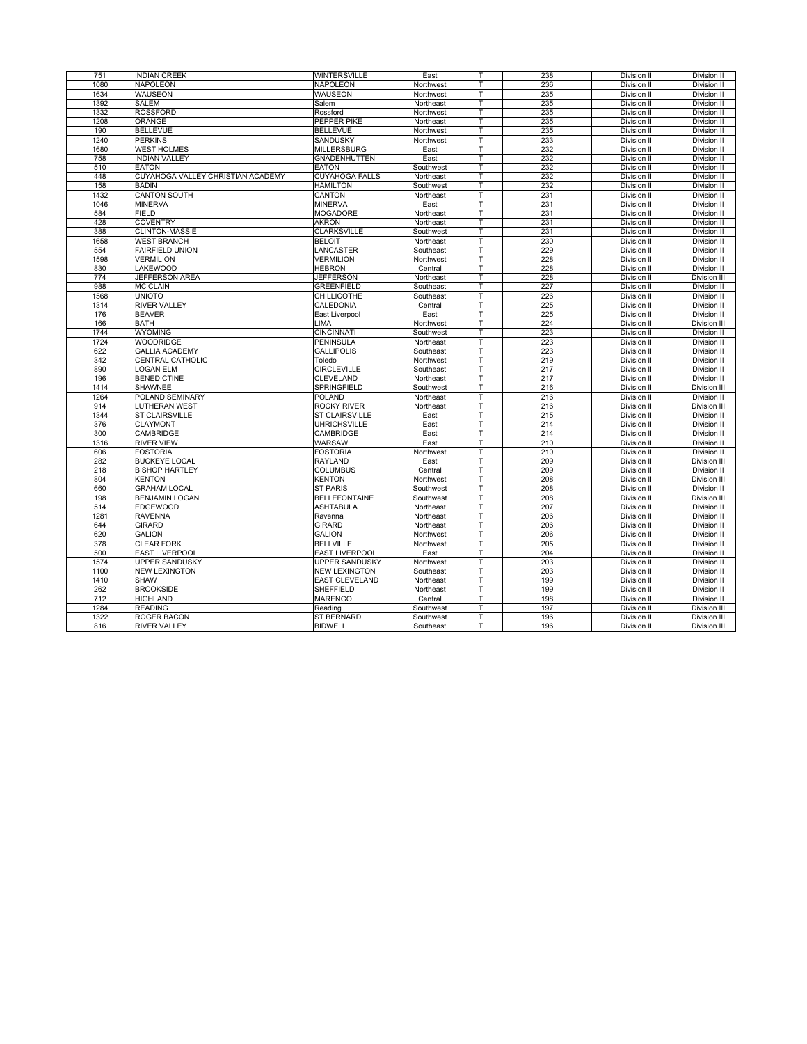| | | | | | | | |
|---|---|---|---|---|---|---|---|
| 751 | INDIAN CREEK | WINTERSVILLE | East | T | 238 | Division II | Division II |
| 1080 | NAPOLEON | NAPOLEON | Northwest | T | 236 | Division II | Division II |
| 1634 | WAUSEON | WAUSEON | Northwest | T | 235 | Division II | Division II |
| 1392 | SALEM | Salem | Northeast | T | 235 | Division II | Division II |
| 1332 | ROSSFORD | Rossford | Northwest | T | 235 | Division II | Division II |
| 1208 | ORANGE | PEPPER PIKE | Northeast | T | 235 | Division II | Division II |
| 190 | BELLEVUE | BELLEVUE | Northwest | T | 235 | Division II | Division II |
| 1240 | PERKINS | SANDUSKY | Northwest | T | 233 | Division II | Division II |
| 1680 | WEST HOLMES | MILLERSBURG | East | T | 232 | Division II | Division II |
| 758 | INDIAN VALLEY | GNADENHUTTEN | East | T | 232 | Division II | Division II |
| 510 | EATON | EATON | Southwest | T | 232 | Division II | Division II |
| 448 | CUYAHOGA VALLEY CHRISTIAN ACADEMY | CUYAHOGA FALLS | Northeast | T | 232 | Division II | Division II |
| 158 | BADIN | HAMILTON | Southwest | T | 232 | Division II | Division II |
| 1432 | CANTON SOUTH | CANTON | Northeast | T | 231 | Division II | Division II |
| 1046 | MINERVA | MINERVA | East | T | 231 | Division II | Division II |
| 584 | FIELD | MOGADORE | Northeast | T | 231 | Division II | Division II |
| 428 | COVENTRY | AKRON | Northeast | T | 231 | Division II | Division II |
| 388 | CLINTON-MASSIE | CLARKSVILLE | Southwest | T | 231 | Division II | Division II |
| 1658 | WEST BRANCH | BELOIT | Northeast | T | 230 | Division II | Division II |
| 554 | FAIRFIELD UNION | LANCASTER | Southeast | T | 229 | Division II | Division II |
| 1598 | VERMILION | VERMILION | Northwest | T | 228 | Division II | Division II |
| 830 | LAKEWOOD | HEBRON | Central | T | 228 | Division II | Division II |
| 774 | JEFFERSON AREA | JEFFERSON | Northeast | T | 228 | Division II | Division III |
| 988 | MC CLAIN | GREENFIELD | Southeast | T | 227 | Division II | Division II |
| 1568 | UNIOTO | CHILLICOTHE | Southeast | T | 226 | Division II | Division II |
| 1314 | RIVER VALLEY | CALEDONIA | Central | T | 225 | Division II | Division II |
| 176 | BEAVER | East Liverpool | East | T | 225 | Division II | Division II |
| 166 | BATH | LIMA | Northwest | T | 224 | Division II | Division III |
| 1744 | WYOMING | CINCINNATI | Southwest | T | 223 | Division II | Division II |
| 1724 | WOODRIDGE | PENINSULA | Northeast | T | 223 | Division II | Division II |
| 622 | GALLIA ACADEMY | GALLIPOLIS | Southeast | T | 223 | Division II | Division II |
| 342 | CENTRAL CATHOLIC | Toledo | Northwest | T | 219 | Division II | Division II |
| 890 | LOGAN ELM | CIRCLEVILLE | Southeast | T | 217 | Division II | Division II |
| 196 | BENEDICTINE | CLEVELAND | Northeast | T | 217 | Division II | Division II |
| 1414 | SHAWNEE | SPRINGFIELD | Southwest | T | 216 | Division II | Division III |
| 1264 | POLAND SEMINARY | POLAND | Northeast | T | 216 | Division II | Division II |
| 914 | LUTHERAN WEST | ROCKY RIVER | Northeast | T | 216 | Division II | Division III |
| 1344 | ST CLAIRSVILLE | ST CLAIRSVILLE | East | T | 215 | Division II | Division II |
| 376 | CLAYMONT | UHRICHSVILLE | East | T | 214 | Division II | Division II |
| 300 | CAMBRIDGE | CAMBRIDGE | East | T | 214 | Division II | Division II |
| 1316 | RIVER VIEW | WARSAW | East | T | 210 | Division II | Division II |
| 606 | FOSTORIA | FOSTORIA | Northwest | T | 210 | Division II | Division II |
| 282 | BUCKEYE LOCAL | RAYLAND | East | T | 209 | Division II | Division III |
| 218 | BISHOP HARTLEY | COLUMBUS | Central | T | 209 | Division II | Division II |
| 804 | KENTON | KENTON | Northwest | T | 208 | Division II | Division III |
| 660 | GRAHAM LOCAL | ST PARIS | Southwest | T | 208 | Division II | Division II |
| 198 | BENJAMIN LOGAN | BELLEFONTAINE | Southwest | T | 208 | Division II | Division III |
| 514 | EDGEWOOD | ASHTABULA | Northeast | T | 207 | Division II | Division II |
| 1281 | RAVENNA | Ravenna | Northeast | T | 206 | Division II | Division II |
| 644 | GIRARD | GIRARD | Northeast | T | 206 | Division II | Division II |
| 620 | GALION | GALION | Northwest | T | 206 | Division II | Division II |
| 378 | CLEAR FORK | BELLVILLE | Northwest | T | 205 | Division II | Division II |
| 500 | EAST LIVERPOOL | EAST LIVERPOOL | East | T | 204 | Division II | Division II |
| 1574 | UPPER SANDUSKY | UPPER SANDUSKY | Northwest | T | 203 | Division II | Division II |
| 1100 | NEW LEXINGTON | NEW LEXINGTON | Southeast | T | 203 | Division II | Division II |
| 1410 | SHAW | EAST CLEVELAND | Northeast | T | 199 | Division II | Division II |
| 262 | BROOKSIDE | SHEFFIELD | Northeast | T | 199 | Division II | Division II |
| 712 | HIGHLAND | MARENGO | Central | T | 198 | Division II | Division II |
| 1284 | READING | Reading | Southwest | T | 197 | Division II | Division III |
| 1322 | ROGER BACON | ST BERNARD | Southwest | T | 196 | Division II | Division III |
| 816 | RIVER VALLEY | BIDWELL | Southeast | T | 196 | Division II | Division III |